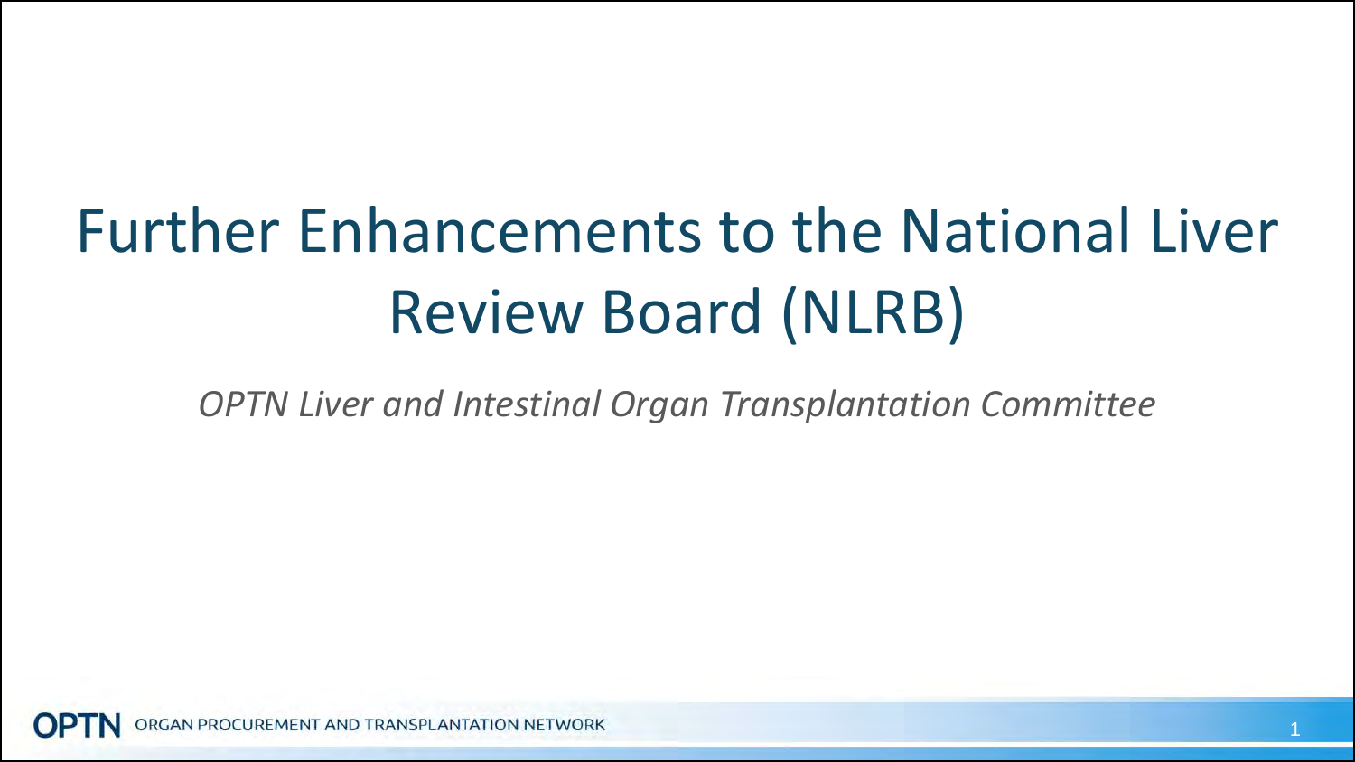# Further Enhancements to the National Liver Review Board (NLRB)

*OPTN Liver and Intestinal Organ Transplantation Committee*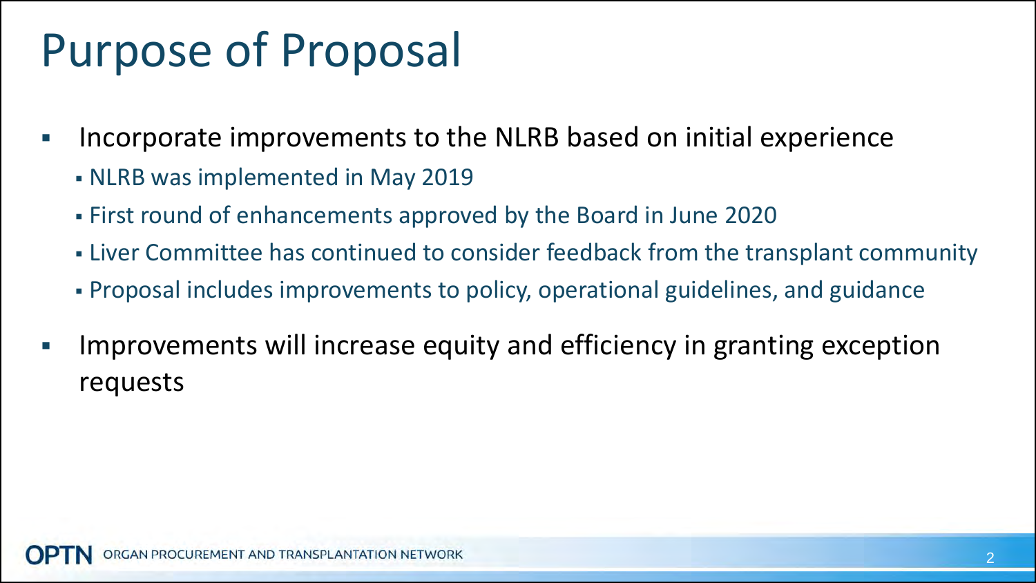# Purpose of Proposal

- Incorporate improvements to the NLRB based on initial experience
  - NLRB was implemented in May 2019
  - First round of enhancements approved by the Board in June 2020
  - Liver Committee has continued to consider feedback from the transplant community
  - Proposal includes improvements to policy, operational guidelines, and guidance
- Improvements will increase equity and efficiency in granting exception requests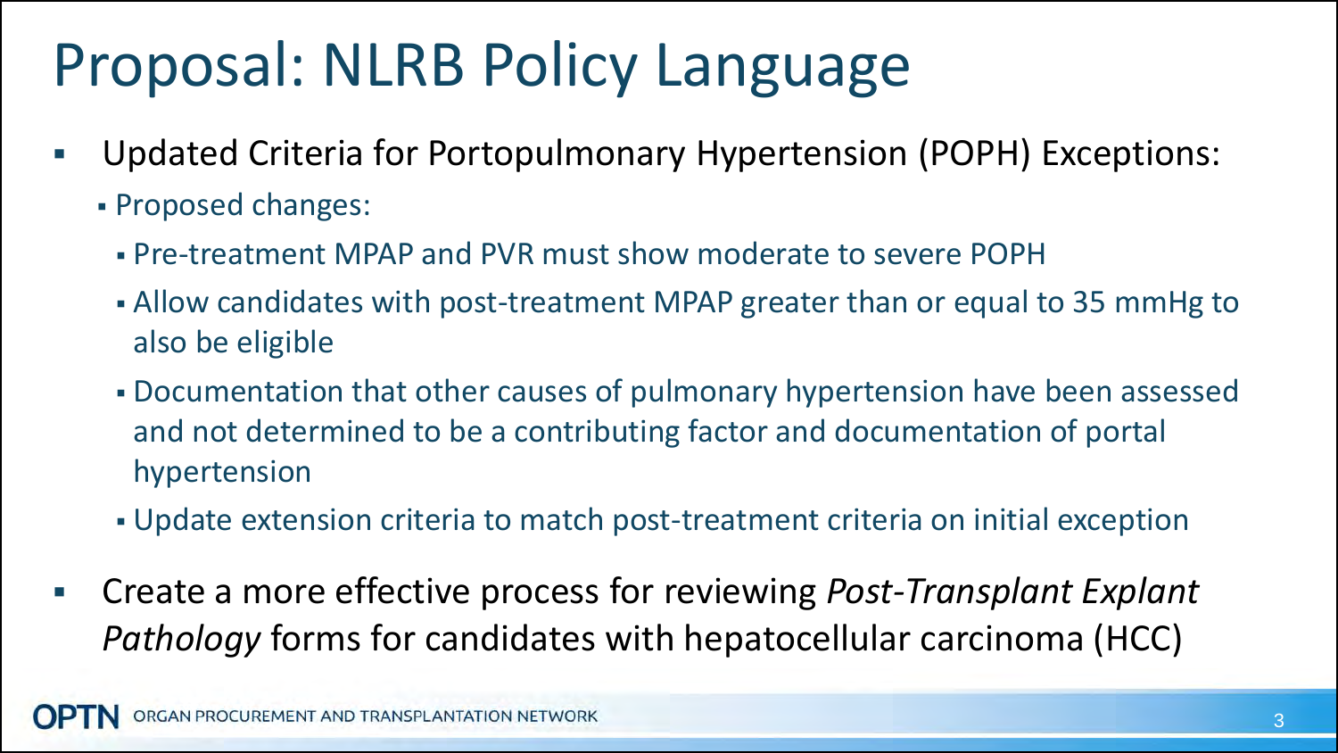# Proposal: NLRB Policy Language

- Updated Criteria for Portopulmonary Hypertension (POPH) Exceptions:
  - Proposed changes:
    - Pre-treatment MPAP and PVR must show moderate to severe POPH
    - Allow candidates with post-treatment MPAP greater than or equal to 35 mmHg to also be eligible
    - Documentation that other causes of pulmonary hypertension have been assessed and not determined to be a contributing factor and documentation of portal hypertension
    - Update extension criteria to match post-treatment criteria on initial exception
- Create a more effective process for reviewing *Post-Transplant Explant Pathology* forms for candidates with hepatocellular carcinoma (HCC)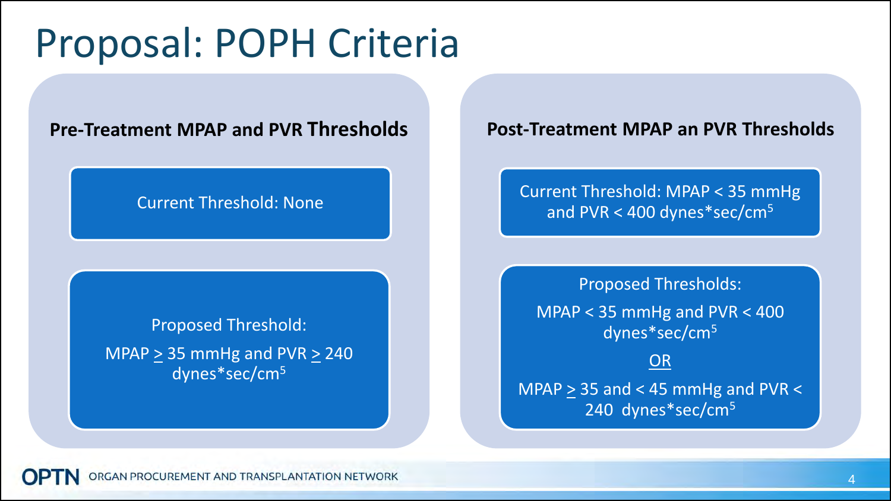# Proposal: POPH Criteria

## Pre-Treatment MPAP and PVR Thresholds

Current Threshold: None

Proposed Threshold:

MPAP $\geq$ 35 mmHg and PVR $\geq$ 240 dynes*sec/cm$^5$

## Post-Treatment MPAP an PVR Thresholds

Current Threshold: MPAP < 35 mmHg and PVR < 400 dynes*sec/cm$^5$

Proposed Thresholds:

MPAP < 35 mmHg and PVR < 400 dynes*sec/cm$^5$

<u>OR</u>

MPAP $\geq$ 35 and < 45 mmHg and PVR < 240 dynes*sec/cm$^5$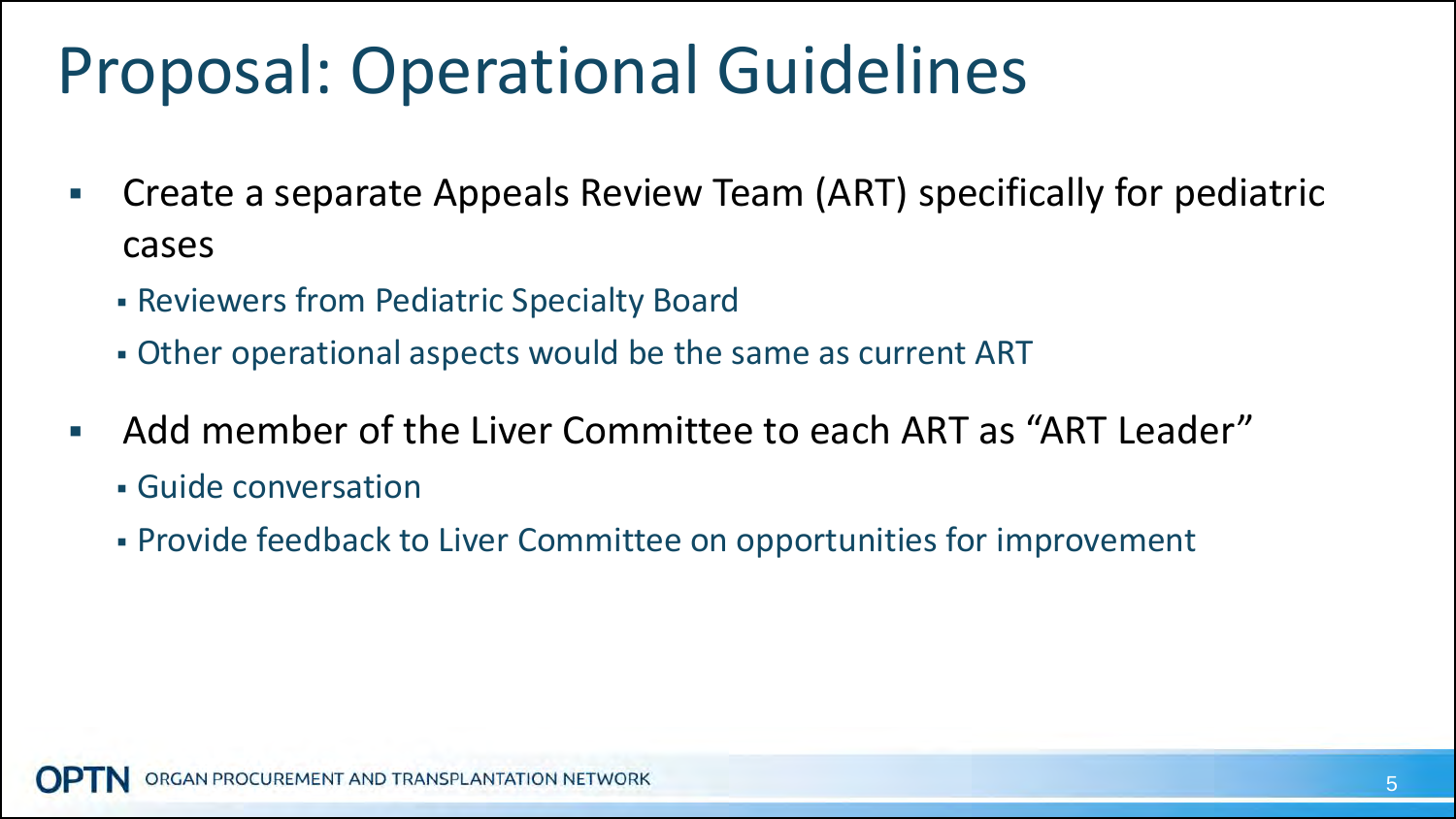# Proposal: Operational Guidelines

- Create a separate Appeals Review Team (ART) specifically for pediatric cases
  - Reviewers from Pediatric Specialty Board
  - Other operational aspects would be the same as current ART
- Add member of the Liver Committee to each ART as "ART Leader"
  - Guide conversation
  - Provide feedback to Liver Committee on opportunities for improvement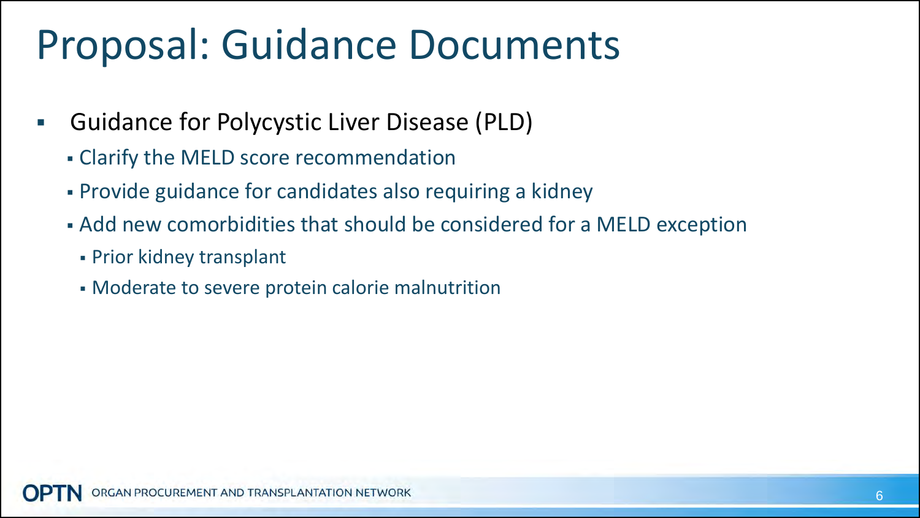# Proposal: Guidance Documents

- Guidance for Polycystic Liver Disease (PLD)
  - Clarify the MELD score recommendation
  - Provide guidance for candidates also requiring a kidney
  - Add new comorbidities that should be considered for a MELD exception
    - Prior kidney transplant
    - Moderate to severe protein calorie malnutrition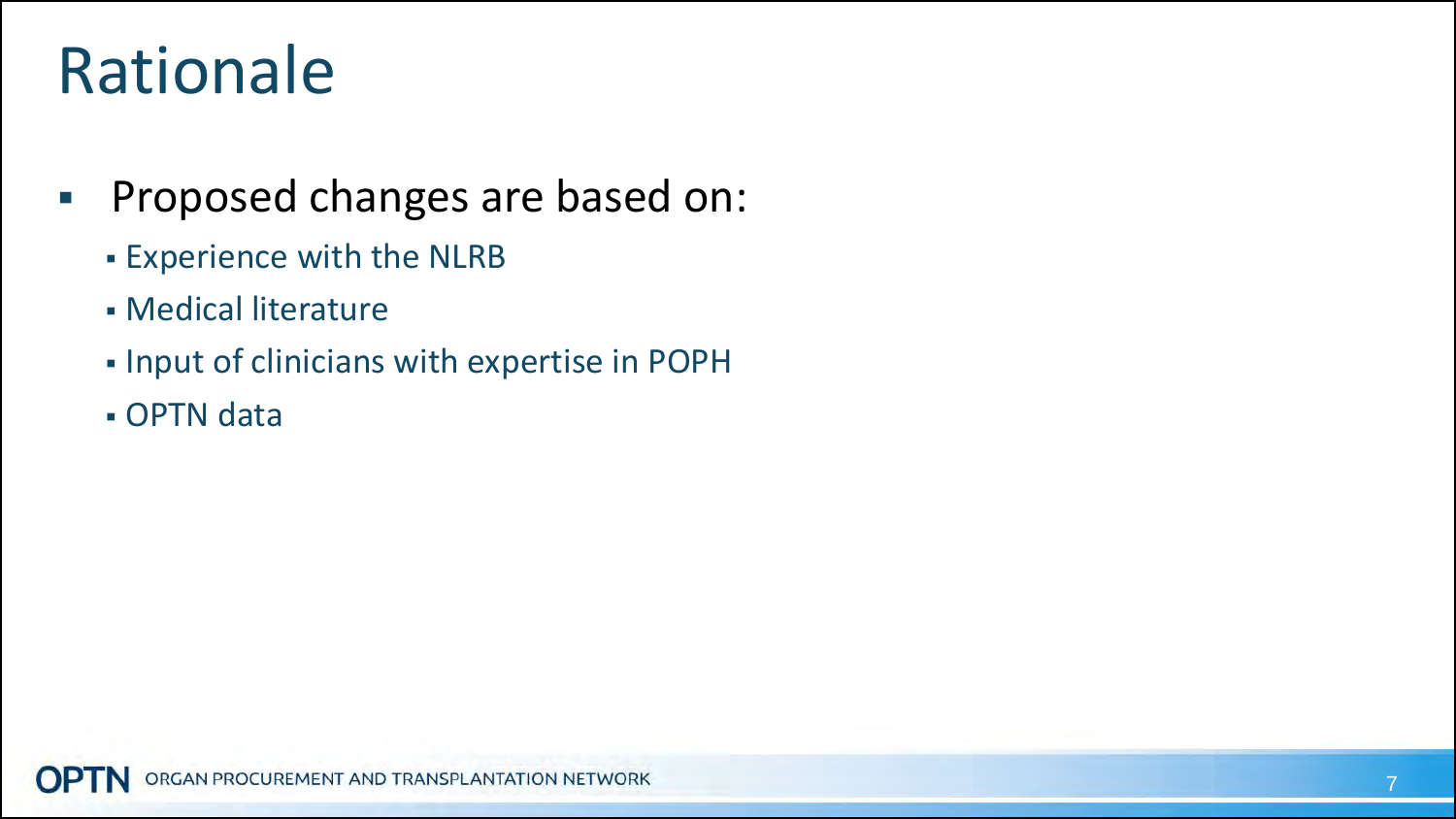# Rationale

- Proposed changes are based on:
  - Experience with the NLRB
  - Medical literature
  - Input of clinicians with expertise in POPH
  - OPTN data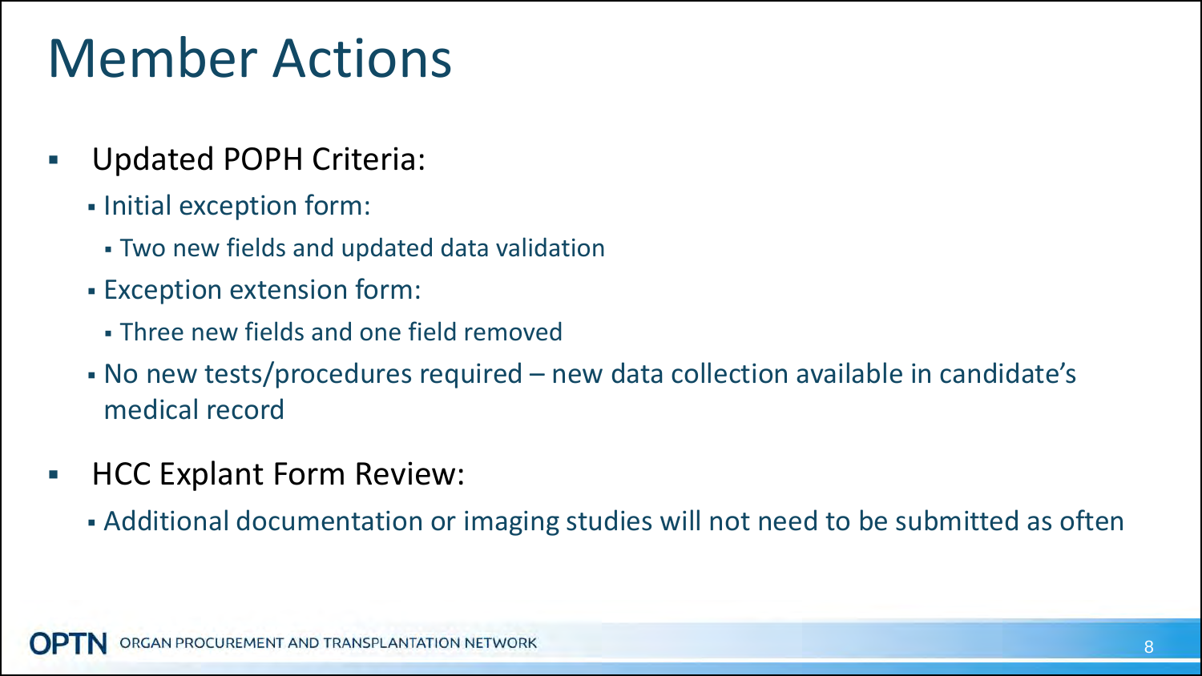# Member Actions

- Updated POPH Criteria:
  - Initial exception form:
    - Two new fields and updated data validation
  - Exception extension form:
    - Three new fields and one field removed
  - No new tests/procedures required – new data collection available in candidate's medical record
- HCC Explant Form Review:
  - Additional documentation or imaging studies will not need to be submitted as often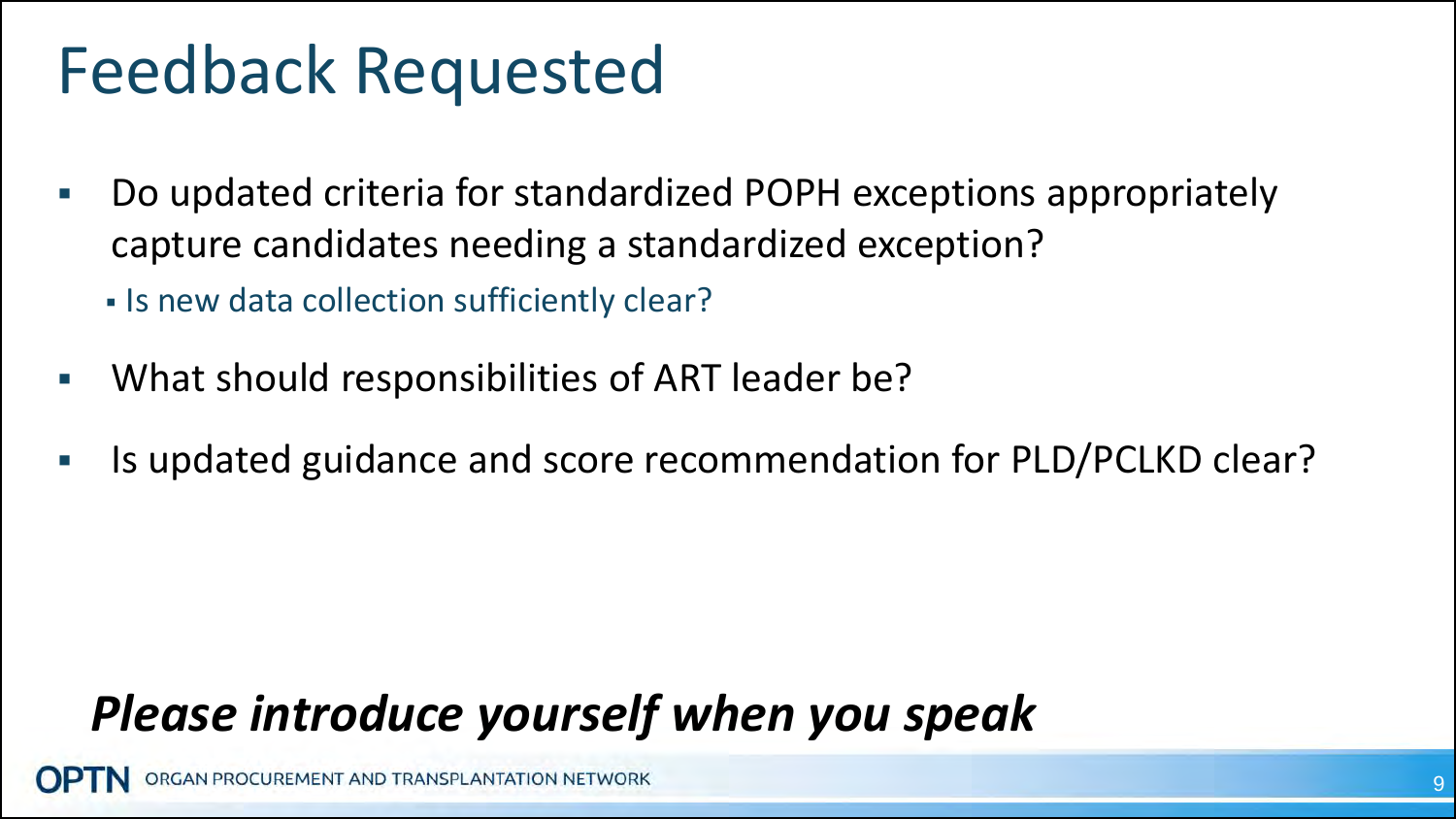# Feedback Requested

- Do updated criteria for standardized POPH exceptions appropriately capture candidates needing a standardized exception?
  - Is new data collection sufficiently clear?
- What should responsibilities of ART leader be?
- Is updated guidance and score recommendation for PLD/PCLKD clear?

***Please introduce yourself when you speak***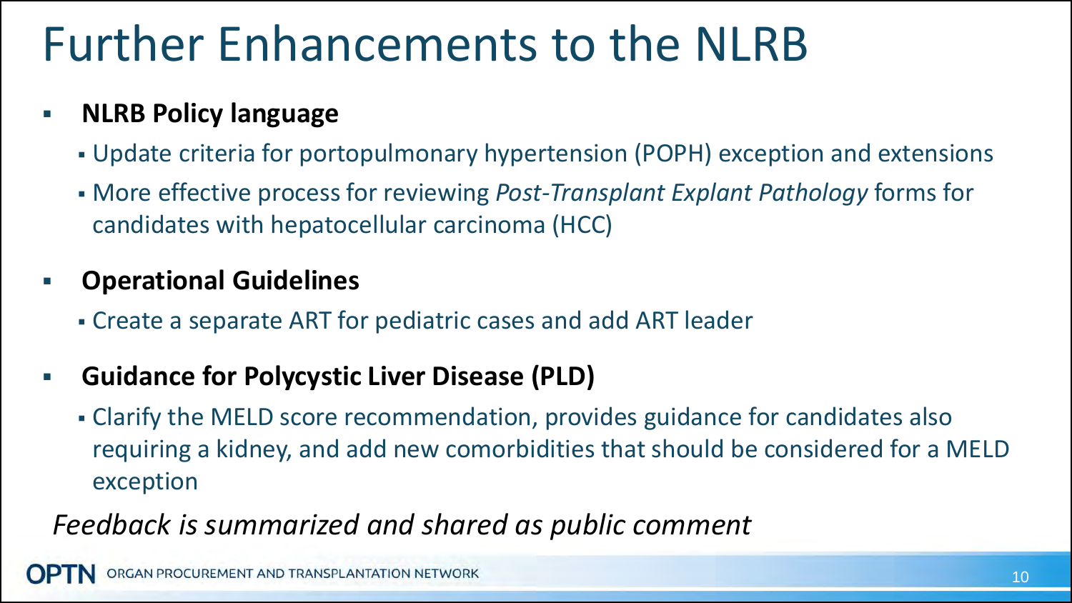# Further Enhancements to the NLRB

- **NLRB Policy language**
  - Update criteria for portopulmonary hypertension (POPH) exception and extensions
  - More effective process for reviewing *Post-Transplant Explant Pathology* forms for candidates with hepatocellular carcinoma (HCC)
- **Operational Guidelines**
  - Create a separate ART for pediatric cases and add ART leader
- **Guidance for Polycystic Liver Disease (PLD)**
  - Clarify the MELD score recommendation, provides guidance for candidates also requiring a kidney, and add new comorbidities that should be considered for a MELD exception

*Feedback is summarized and shared as public comment*